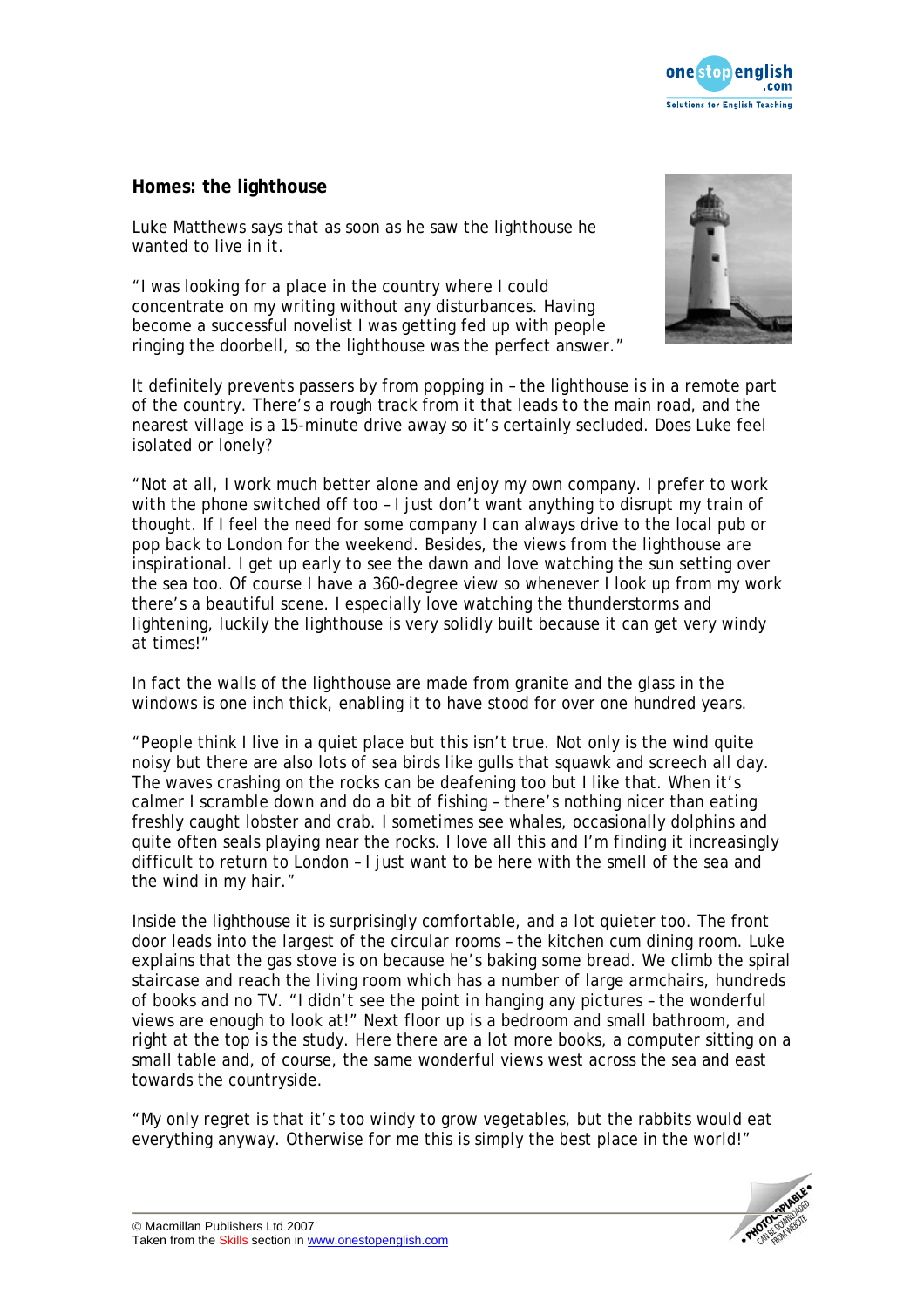## Homes: the lighthouse

Luke Matthews says that as soon as he saw the lighthouse he wanted to live in it.

"I was looking for a place in the country where I could concentrate on my writing without any disturbances. Having become a successful novelist I was getting fed up with people ringing the doorbell, so the lighthouse was the perfect answer."

It definitely prevents passers by from popping in – the lighthouse is in a remote part of the country. There's a rough track from it that leads to the main road, and the nearest village is a 15-minute drive away so it's certainly secluded. Does Luke feel isolated or lonely?

"Not at all, I work much better alone and enjoy my own company. I prefer to work with the phone switched off too – I just don't want anything to disrupt my train of thought. If I feel the need for some company I can always drive to the local pub or pop back to London for the weekend. Besides, the views from the lighthouse are inspirational. I get up early to see the dawn and love watching the sun setting over the sea too. Of course I have a 360-degree view so whenever I look up from my work there's a beautiful scene. I especially love watching the thunderstorms and lightening, luckily the lighthouse is very solidly built because it can get very windy at times!"

In fact the walls of the lighthouse are made from granite and the glass in the windows is one inch thick, enabling it to have stood for over one hundred years.

"People think I live in a quiet place but this isn't true. Not only is the wind quite noisy but there are also lots of sea birds like gulls that squawk and screech all day. The waves crashing on the rocks can be deafening too but I like that. When it's calmer I scramble down and do a bit of fishing – there's nothing nicer than eating freshly caught lobster and crab. I sometimes see whales, occasionally dolphins and quite often seals playing near the rocks. I love all this and I'm finding it increasingly difficult to return to London – I just want to be here with the smell of the sea and the wind in my hair."

Inside the lighthouse it is surprisingly comfortable, and a lot quieter too. The front door leads into the largest of the circular rooms – the kitchen cum dining room. Luke explains that the gas stove is on because he's baking some bread. We climb the spiral staircase and reach the living room which has a number of large armchairs, hundreds of books and no TV. "I didn't see the point in hanging any pictures – the wonderful views are enough to look at!" Next floor up is a bedroom and small bathroom, and right at the top is the study. Here there are a lot more books, a computer sitting on a small table and, of course, the same wonderful views west across the sea and east towards the countryside.

"My only regret is that it's too windy to grow vegetables, but the rabbits would eat everything anyway. Otherwise for me this is simply the best place in the world!"

© Macmillan Publishers Ltd 2007
Taken from the Skills section in www.onestopenglish.com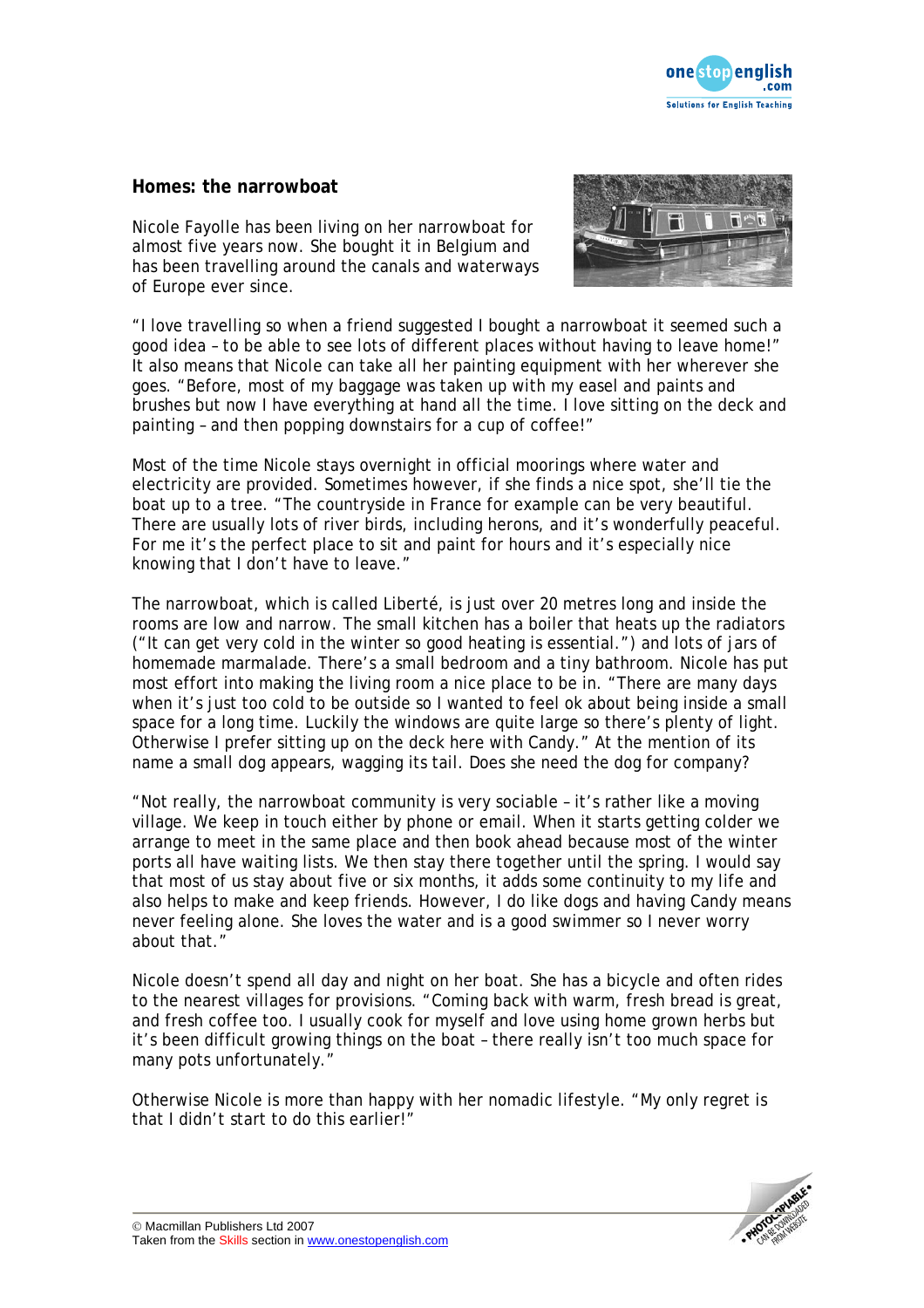**Homes: the narrowboat**

Nicole Fayolle has been living on her narrowboat for almost five years now. She bought it in Belgium and has been travelling around the canals and waterways of Europe ever since.

"I love travelling so when a friend suggested I bought a narrowboat it seemed such a good idea – to be able to see lots of different places without having to leave home!" It also means that Nicole can take all her painting equipment with her wherever she goes. "Before, most of my baggage was taken up with my easel and paints and brushes but now I have everything at hand all the time. I love sitting on the deck and painting – and then popping downstairs for a cup of coffee!"

Most of the time Nicole stays overnight in official moorings where water and electricity are provided. Sometimes however, if she finds a nice spot, she'll tie the boat up to a tree. "The countryside in France for example can be very beautiful. There are usually lots of river birds, including herons, and it's wonderfully peaceful. For me it's the perfect place to sit and paint for hours and it's especially nice knowing that I don't have to leave."

The narrowboat, which is called Liberté, is just over 20 metres long and inside the rooms are low and narrow. The small kitchen has a boiler that heats up the radiators ("It can get very cold in the winter so good heating is essential.") and lots of jars of homemade marmalade. There's a small bedroom and a tiny bathroom. Nicole has put most effort into making the living room a nice place to be in. "There are many days when it's just too cold to be outside so I wanted to feel ok about being inside a small space for a long time. Luckily the windows are quite large so there's plenty of light. Otherwise I prefer sitting up on the deck here with Candy." At the mention of its name a small dog appears, wagging its tail. Does she need the dog for company?

"Not really, the narrowboat community is very sociable – it's rather like a moving village. We keep in touch either by phone or email. When it starts getting colder we arrange to meet in the same place and then book ahead because most of the winter ports all have waiting lists. We then stay there together until the spring. I would say that most of us stay about five or six months, it adds some continuity to my life and also helps to make and keep friends. However, I do like dogs and having Candy means never feeling alone. She loves the water and is a good swimmer so I never worry about that."

Nicole doesn't spend all day and night on her boat. She has a bicycle and often rides to the nearest villages for provisions. "Coming back with warm, fresh bread is great, and fresh coffee too. I usually cook for myself and love using home grown herbs but it's been difficult growing things on the boat – there really isn't too much space for many pots unfortunately."

Otherwise Nicole is more than happy with her nomadic lifestyle. "My only regret is that I didn't start to do this earlier!"

© Macmillan Publishers Ltd 2007
Taken from the Skills section in www.onestopenglish.com